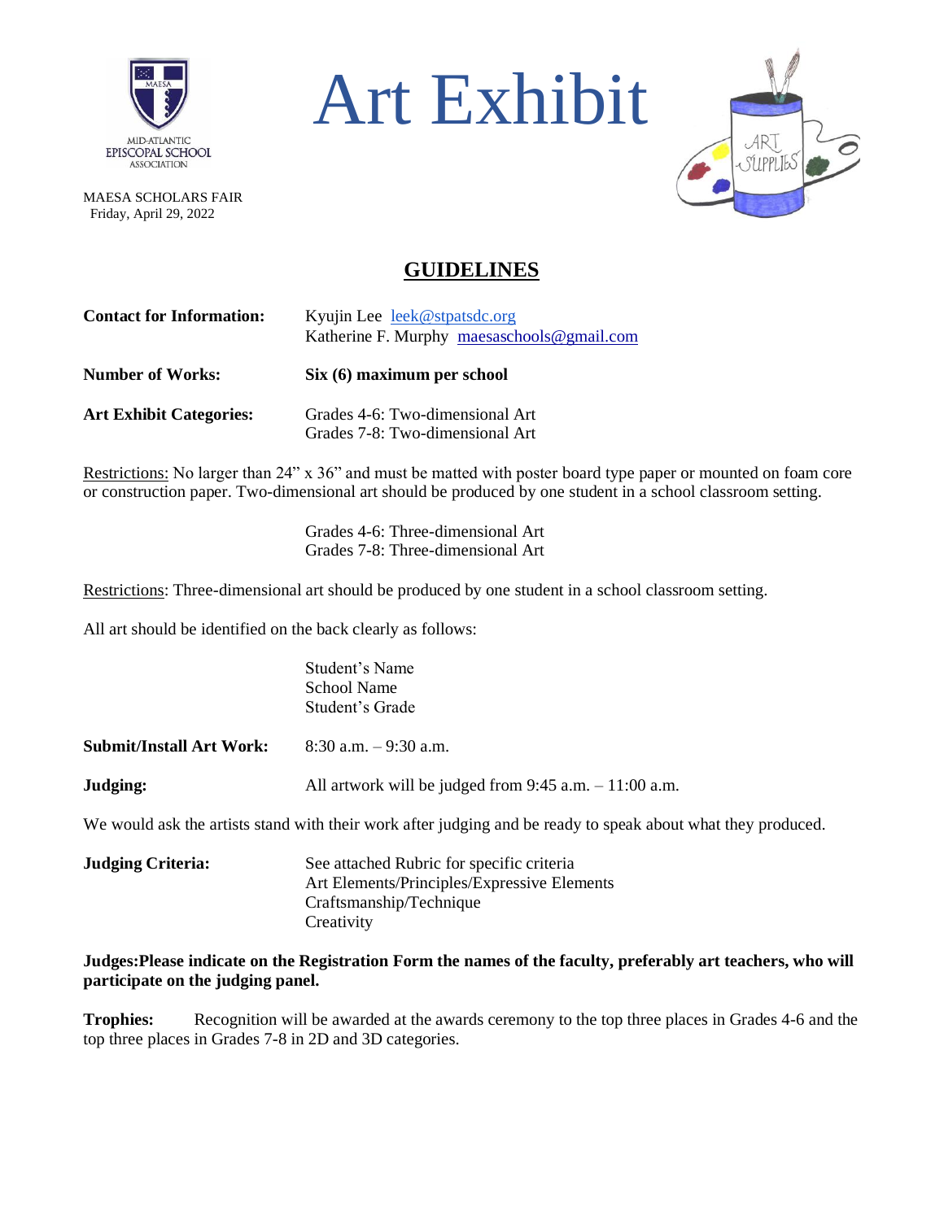MID-ATLANTIC EPISCOPAL SCHOOL ASSOCIATION

# Art Exhibit

MAESA SCHOLARS FAIR
Friday, April 29, 2022

## GUIDELINES

**Contact for Information:** Kyujin Lee leek@stpatsdc.org
Katherine F. Murphy maesaschools@gmail.com

**Number of Works:** **Six (6) maximum per school**

**Art Exhibit Categories:** Grades 4-6: Two-dimensional Art
Grades 7-8: Two-dimensional Art

Restrictions: No larger than 24" x 36" and must be matted with poster board type paper or mounted on foam core or construction paper. Two-dimensional art should be produced by one student in a school classroom setting.

Grades 4-6: Three-dimensional Art
Grades 7-8: Three-dimensional Art

Restrictions: Three-dimensional art should be produced by one student in a school classroom setting.

All art should be identified on the back clearly as follows:

Student's Name
School Name
Student's Grade

**Submit/Install Art Work:** 8:30 a.m. – 9:30 a.m.

**Judging:** All artwork will be judged from 9:45 a.m. – 11:00 a.m.

We would ask the artists stand with their work after judging and be ready to speak about what they produced.

**Judging Criteria:** See attached Rubric for specific criteria
Art Elements/Principles/Expressive Elements
Craftsmanship/Technique
Creativity

**Judges:Please indicate on the Registration Form the names of the faculty, preferably art teachers, who will participate on the judging panel.**

**Trophies:** Recognition will be awarded at the awards ceremony to the top three places in Grades 4-6 and the top three places in Grades 7-8 in 2D and 3D categories.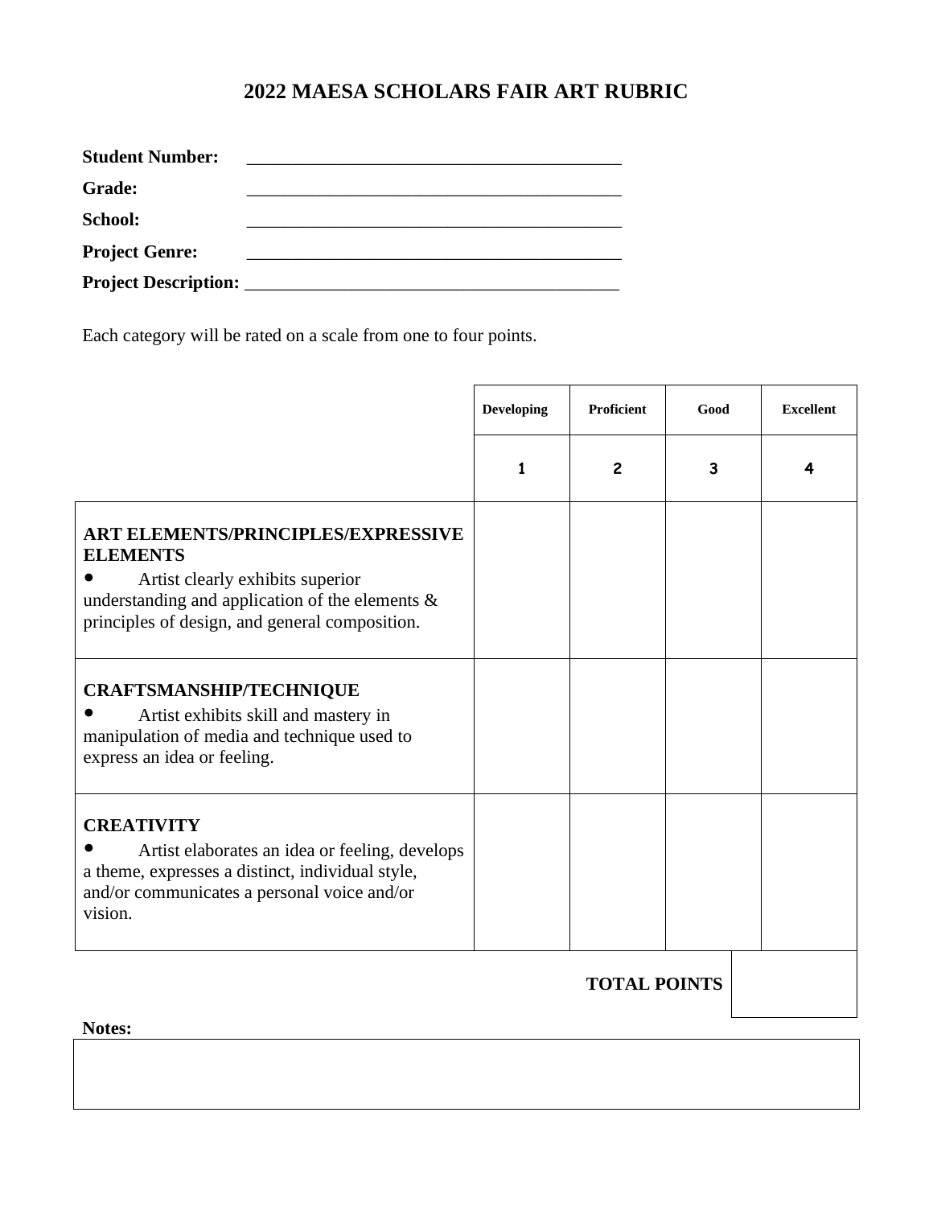# 2022 MAESA SCHOLARS FAIR ART RUBRIC

**Student Number:** ________________________________________

**Grade:** ________________________________________

**School:** ________________________________________

**Project Genre:** ________________________________________

**Project Description:** ________________________________________

Each category will be rated on a scale from one to four points.

| | Developing | Proficient | Good | Excellent |
|---|---|---|---|---|
| | 1 | 2 | 3 | 4 |
| **ART ELEMENTS/PRINCIPLES/EXPRESSIVE ELEMENTS**<br>• Artist clearly exhibits superior understanding and application of the elements & principles of design, and general composition. | | | | |
| **CRAFTSMANSHIP/TECHNIQUE**<br>• Artist exhibits skill and mastery in manipulation of media and technique used to express an idea or feeling. | | | | |
| **CREATIVITY**<br>• Artist elaborates an idea or feeling, develops a theme, expresses a distinct, individual style, and/or communicates a personal voice and/or vision. | | | | |
| | | | **TOTAL POINTS** | |

**Notes:**